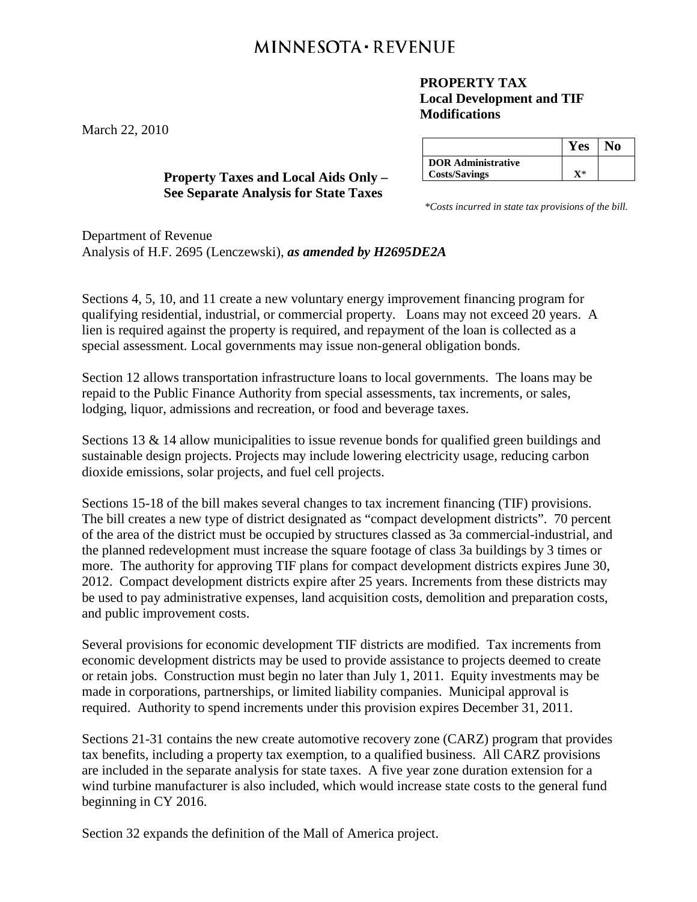# MINNESOTA · REVENUE

March 22, 2010

**PROPERTY TAX**
**Local Development and TIF Modifications**

| | Yes | No |
|---|---|---|
| **DOR Administrative Costs/Savings** | **X*** | |

*\*Costs incurred in state tax provisions of the bill.*

**Property Taxes and Local Aids Only – See Separate Analysis for State Taxes**

Department of Revenue
Analysis of H.F. 2695 (Lenczewski), ***as amended by H2695DE2A***

Sections 4, 5, 10, and 11 create a new voluntary energy improvement financing program for qualifying residential, industrial, or commercial property. Loans may not exceed 20 years. A lien is required against the property is required, and repayment of the loan is collected as a special assessment. Local governments may issue non-general obligation bonds.

Section 12 allows transportation infrastructure loans to local governments. The loans may be repaid to the Public Finance Authority from special assessments, tax increments, or sales, lodging, liquor, admissions and recreation, or food and beverage taxes.

Sections 13 & 14 allow municipalities to issue revenue bonds for qualified green buildings and sustainable design projects. Projects may include lowering electricity usage, reducing carbon dioxide emissions, solar projects, and fuel cell projects.

Sections 15-18 of the bill makes several changes to tax increment financing (TIF) provisions. The bill creates a new type of district designated as "compact development districts". 70 percent of the area of the district must be occupied by structures classed as 3a commercial-industrial, and the planned redevelopment must increase the square footage of class 3a buildings by 3 times or more. The authority for approving TIF plans for compact development districts expires June 30, 2012. Compact development districts expire after 25 years. Increments from these districts may be used to pay administrative expenses, land acquisition costs, demolition and preparation costs, and public improvement costs.

Several provisions for economic development TIF districts are modified. Tax increments from economic development districts may be used to provide assistance to projects deemed to create or retain jobs. Construction must begin no later than July 1, 2011. Equity investments may be made in corporations, partnerships, or limited liability companies. Municipal approval is required. Authority to spend increments under this provision expires December 31, 2011.

Sections 21-31 contains the new create automotive recovery zone (CARZ) program that provides tax benefits, including a property tax exemption, to a qualified business. All CARZ provisions are included in the separate analysis for state taxes. A five year zone duration extension for a wind turbine manufacturer is also included, which would increase state costs to the general fund beginning in CY 2016.

Section 32 expands the definition of the Mall of America project.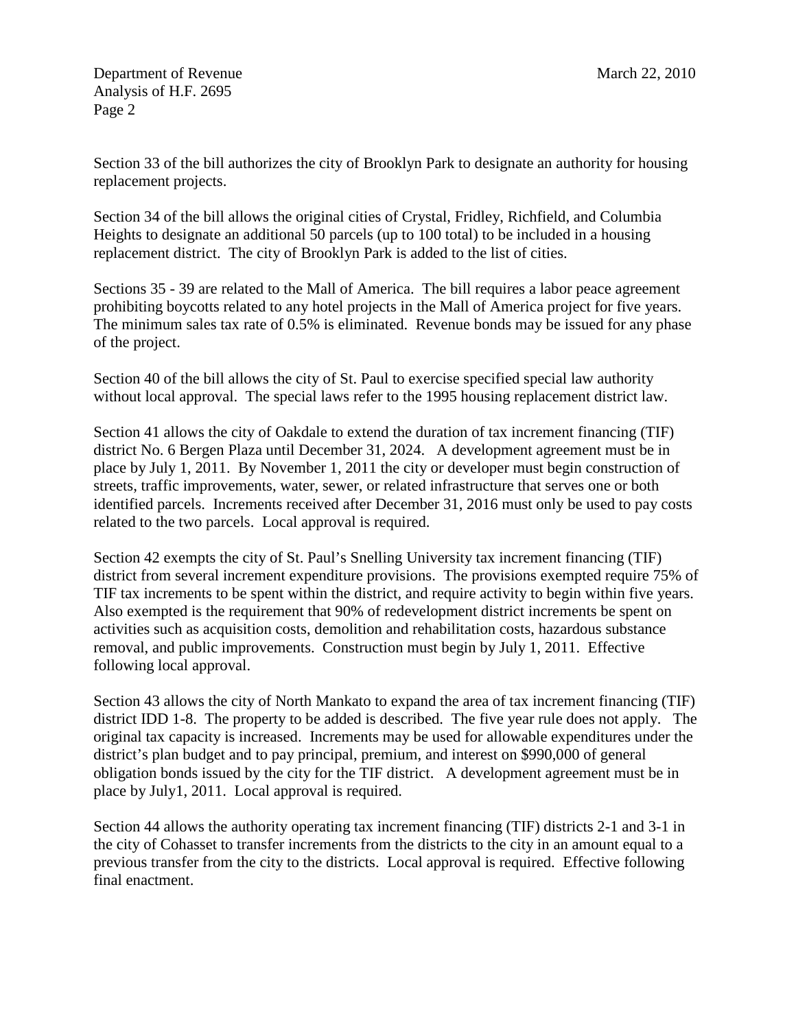Section 33 of the bill authorizes the city of Brooklyn Park to designate an authority for housing replacement projects.

Section 34 of the bill allows the original cities of Crystal, Fridley, Richfield, and Columbia Heights to designate an additional 50 parcels (up to 100 total) to be included in a housing replacement district. The city of Brooklyn Park is added to the list of cities.

Sections 35 - 39 are related to the Mall of America. The bill requires a labor peace agreement prohibiting boycotts related to any hotel projects in the Mall of America project for five years. The minimum sales tax rate of 0.5% is eliminated. Revenue bonds may be issued for any phase of the project.

Section 40 of the bill allows the city of St. Paul to exercise specified special law authority without local approval. The special laws refer to the 1995 housing replacement district law.

Section 41 allows the city of Oakdale to extend the duration of tax increment financing (TIF) district No. 6 Bergen Plaza until December 31, 2024. A development agreement must be in place by July 1, 2011. By November 1, 2011 the city or developer must begin construction of streets, traffic improvements, water, sewer, or related infrastructure that serves one or both identified parcels. Increments received after December 31, 2016 must only be used to pay costs related to the two parcels. Local approval is required.

Section 42 exempts the city of St. Paul's Snelling University tax increment financing (TIF) district from several increment expenditure provisions. The provisions exempted require 75% of TIF tax increments to be spent within the district, and require activity to begin within five years. Also exempted is the requirement that 90% of redevelopment district increments be spent on activities such as acquisition costs, demolition and rehabilitation costs, hazardous substance removal, and public improvements. Construction must begin by July 1, 2011. Effective following local approval.

Section 43 allows the city of North Mankato to expand the area of tax increment financing (TIF) district IDD 1-8. The property to be added is described. The five year rule does not apply. The original tax capacity is increased. Increments may be used for allowable expenditures under the district's plan budget and to pay principal, premium, and interest on $990,000 of general obligation bonds issued by the city for the TIF district. A development agreement must be in place by July1, 2011. Local approval is required.

Section 44 allows the authority operating tax increment financing (TIF) districts 2-1 and 3-1 in the city of Cohasset to transfer increments from the districts to the city in an amount equal to a previous transfer from the city to the districts. Local approval is required. Effective following final enactment.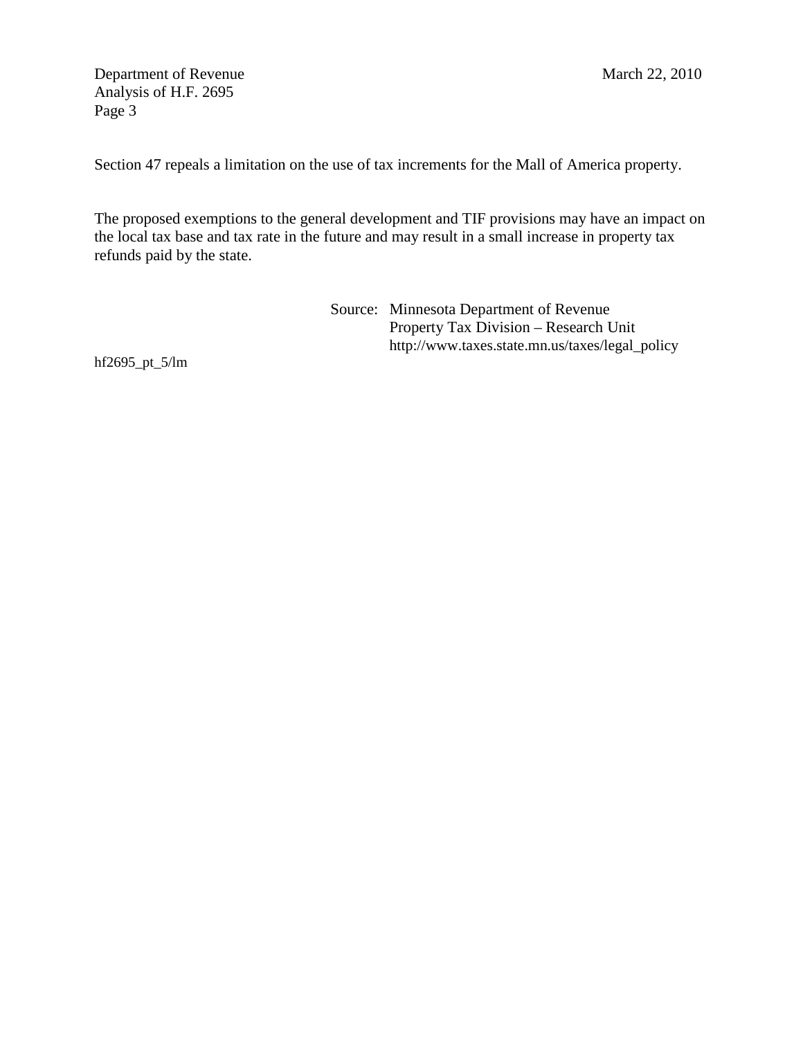Section 47 repeals a limitation on the use of tax increments for the Mall of America property.

The proposed exemptions to the general development and TIF provisions may have an impact on the local tax base and tax rate in the future and may result in a small increase in property tax refunds paid by the state.

Source: Minnesota Department of Revenue
Property Tax Division – Research Unit
http://www.taxes.state.mn.us/taxes/legal_policy

hf2695_pt_5/lm